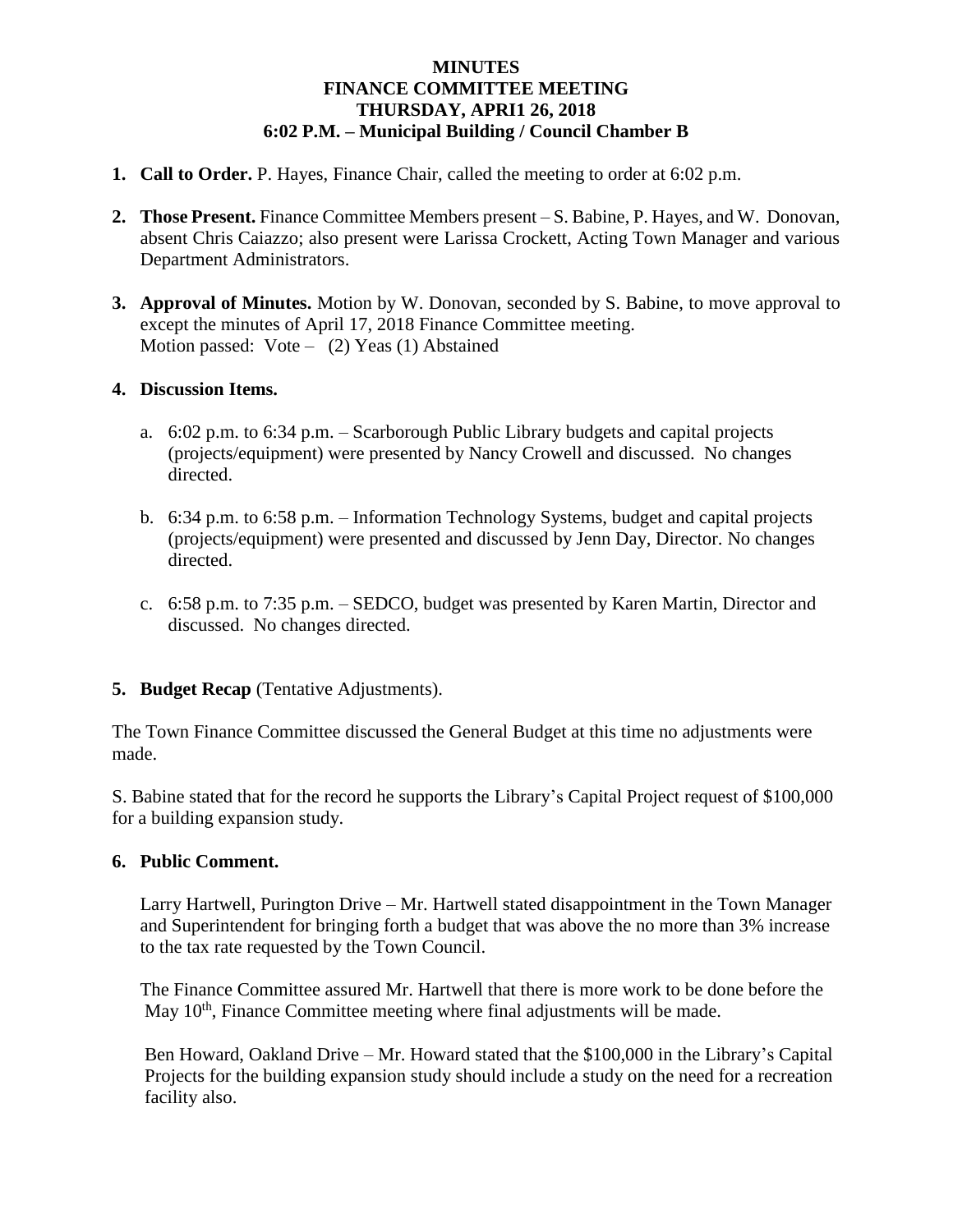# MINUTES
## FINANCE COMMITTEE MEETING
## THURSDAY, APRI1 26, 2018
## 6:02 P.M. – Municipal Building / Council Chamber B

1. **Call to Order.** P. Hayes, Finance Chair, called the meeting to order at 6:02 p.m.

2. **Those Present.** Finance Committee Members present – S. Babine, P. Hayes, and W. Donovan, absent Chris Caiazzo; also present were Larissa Crockett, Acting Town Manager and various Department Administrators.

3. **Approval of Minutes.** Motion by W. Donovan, seconded by S. Babine, to move approval to except the minutes of April 17, 2018 Finance Committee meeting.
   Motion passed: Vote – (2) Yeas (1) Abstained

4. **Discussion Items.**

   a. 6:02 p.m. to 6:34 p.m. – Scarborough Public Library budgets and capital projects (projects/equipment) were presented by Nancy Crowell and discussed. No changes directed.

   b. 6:34 p.m. to 6:58 p.m. – Information Technology Systems, budget and capital projects (projects/equipment) were presented and discussed by Jenn Day, Director. No changes directed.

   c. 6:58 p.m. to 7:35 p.m. – SEDCO, budget was presented by Karen Martin, Director and discussed. No changes directed.

5. **Budget Recap** (Tentative Adjustments).

The Town Finance Committee discussed the General Budget at this time no adjustments were made.

S. Babine stated that for the record he supports the Library's Capital Project request of $100,000 for a building expansion study.

6. **Public Comment.**

   Larry Hartwell, Purington Drive – Mr. Hartwell stated disappointment in the Town Manager and Superintendent for bringing forth a budget that was above the no more than 3% increase to the tax rate requested by the Town Council.

   The Finance Committee assured Mr. Hartwell that there is more work to be done before the May 10th, Finance Committee meeting where final adjustments will be made.

   Ben Howard, Oakland Drive – Mr. Howard stated that the $100,000 in the Library's Capital Projects for the building expansion study should include a study on the need for a recreation facility also.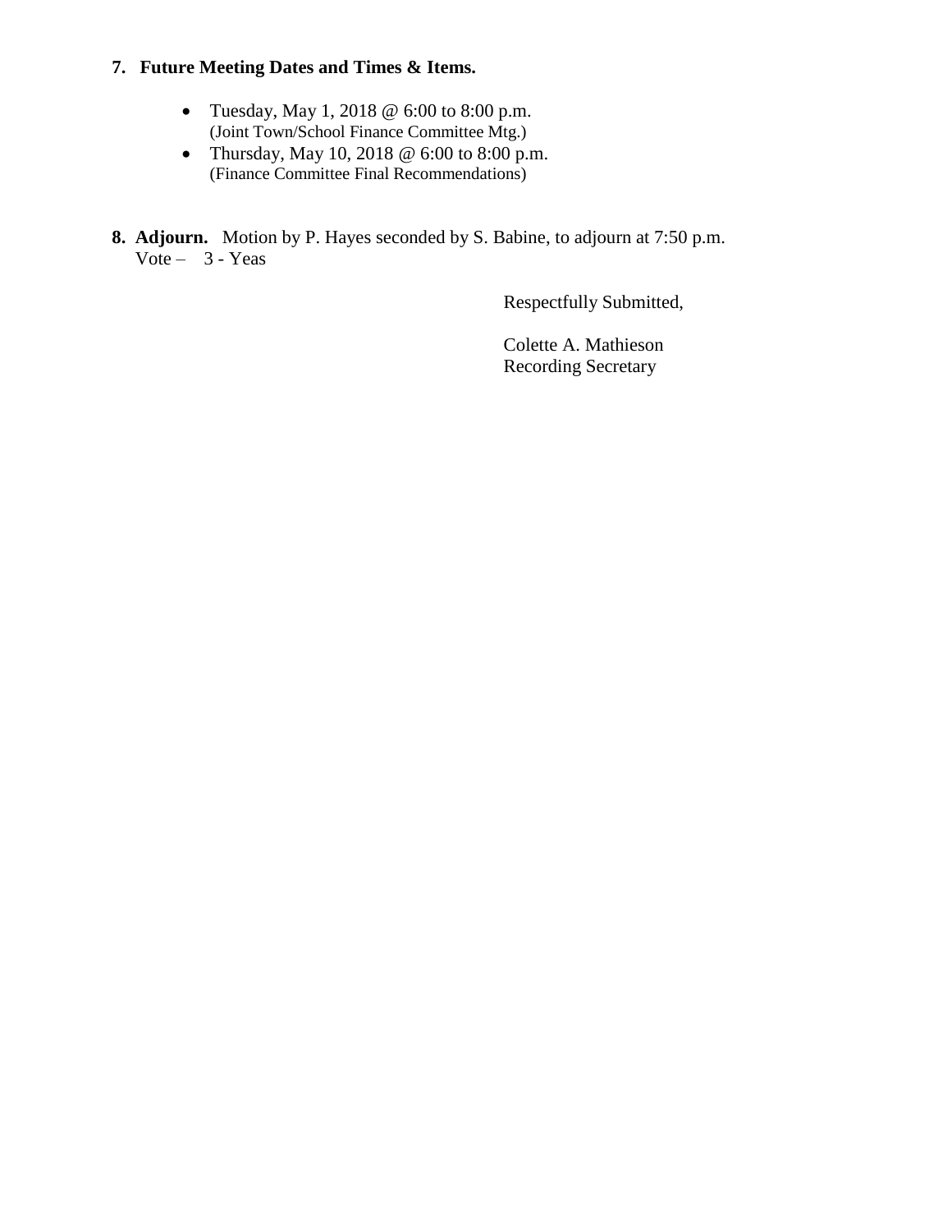**7. Future Meeting Dates and Times & Items.**

- Tuesday, May 1, 2018 @ 6:00 to 8:00 p.m.
  (Joint Town/School Finance Committee Mtg.)
- Thursday, May 10, 2018 @ 6:00 to 8:00 p.m.
  (Finance Committee Final Recommendations)

**8. Adjourn.** Motion by P. Hayes seconded by S. Babine, to adjourn at 7:50 p.m.
Vote – 3 - Yeas

Respectfully Submitted,

Colette A. Mathieson
Recording Secretary